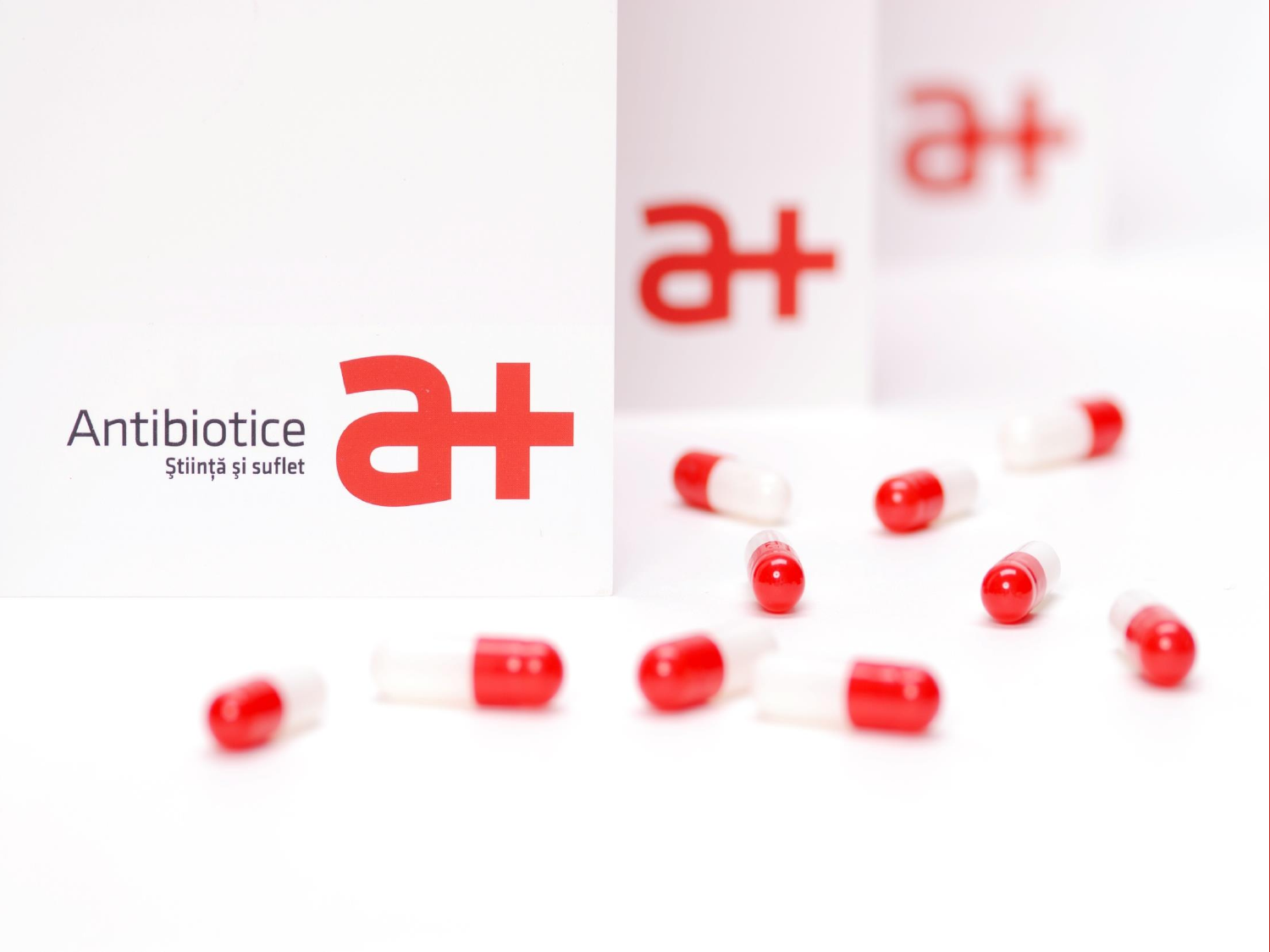Antibiotice

Ştiinţă şi suflet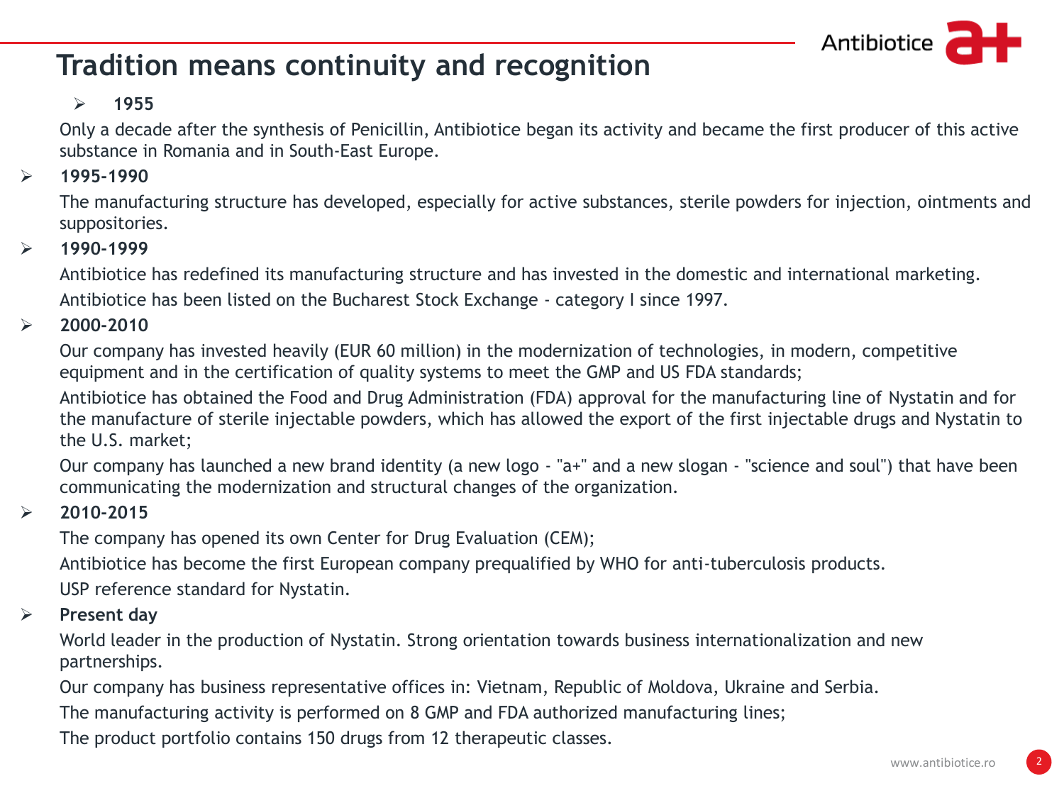# Tradition means continuity and recognition

- **1955**

  Only a decade after the synthesis of Penicillin, Antibiotice began its activity and became the first producer of this active substance in Romania and in South-East Europe.

- **1995-1990**

  The manufacturing structure has developed, especially for active substances, sterile powders for injection, ointments and suppositories.

- **1990-1999**

  Antibiotice has redefined its manufacturing structure and has invested in the domestic and international marketing.

  Antibiotice has been listed on the Bucharest Stock Exchange - category I since 1997.

- **2000-2010**

  Our company has invested heavily (EUR 60 million) in the modernization of technologies, in modern, competitive equipment and in the certification of quality systems to meet the GMP and US FDA standards;

  Antibiotice has obtained the Food and Drug Administration (FDA) approval for the manufacturing line of Nystatin and for the manufacture of sterile injectable powders, which has allowed the export of the first injectable drugs and Nystatin to the U.S. market;

  Our company has launched a new brand identity (a new logo - "a+" and a new slogan - "science and soul") that have been communicating the modernization and structural changes of the organization.

- **2010-2015**

  The company has opened its own Center for Drug Evaluation (CEM);

  Antibiotice has become the first European company prequalified by WHO for anti-tuberculosis products.

  USP reference standard for Nystatin.

- **Present day**

  World leader in the production of Nystatin. Strong orientation towards business internationalization and new partnerships.

  Our company has business representative offices in: Vietnam, Republic of Moldova, Ukraine and Serbia.

  The manufacturing activity is performed on 8 GMP and FDA authorized manufacturing lines;

  The product portfolio contains 150 drugs from 12 therapeutic classes.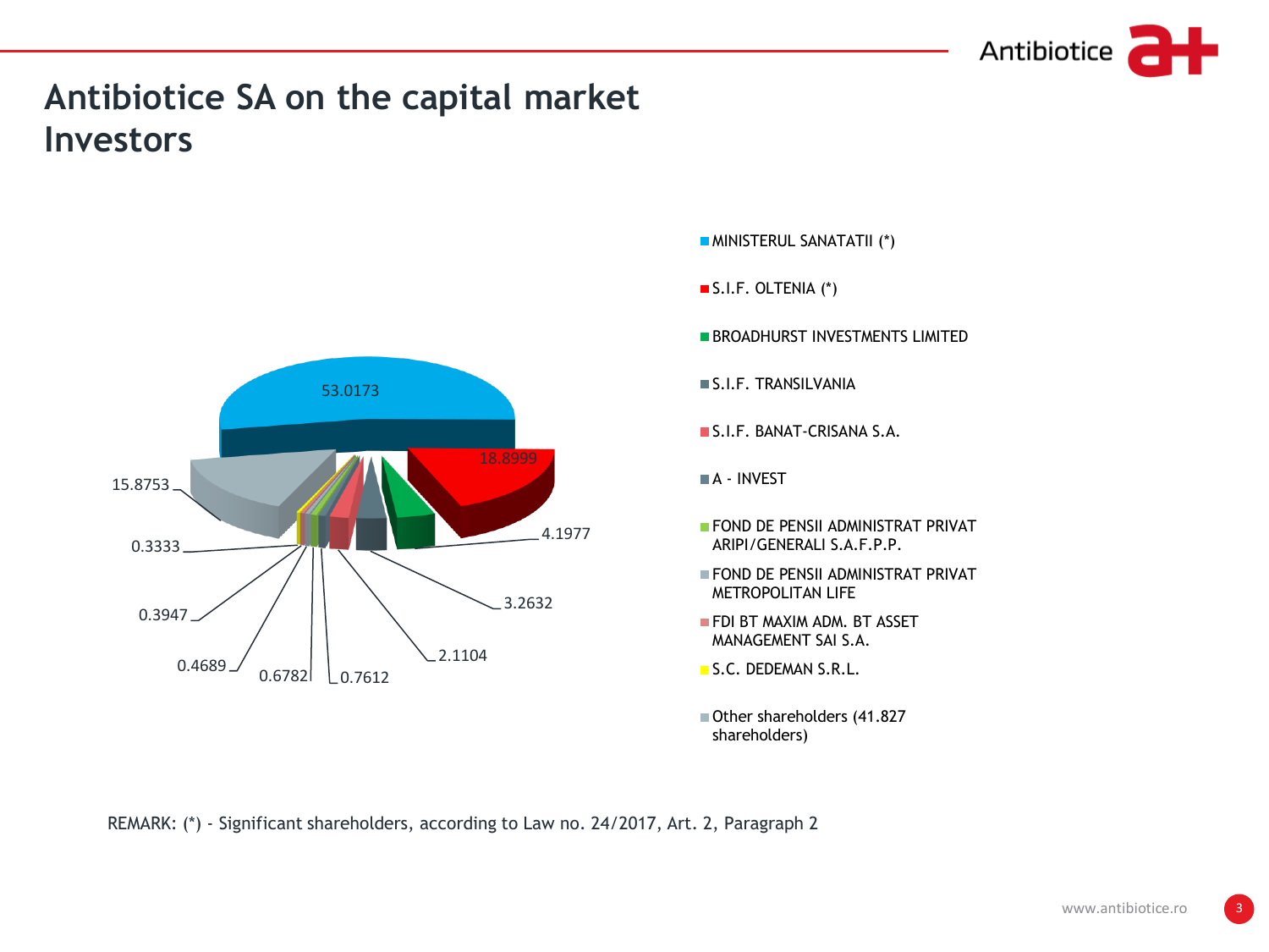# Antibiotice SA on the capital market
## Investors

53.0173

18.8999

15.8753

4.1977

3.2632

2.1104

0.3333

0.3947

0.4689

0.6782

0.7612

- MINISTERUL SANATATII (*)
- S.I.F. OLTENIA (*)
- BROADHURST INVESTMENTS LIMITED
- S.I.F. TRANSILVANIA
- S.I.F. BANAT-CRISANA S.A.
- A - INVEST
- FOND DE PENSII ADMINISTRAT PRIVAT ARIPI/GENERALI S.A.F.P.P.
- FOND DE PENSII ADMINISTRAT PRIVAT METROPOLITAN LIFE
- FDI BT MAXIM ADM. BT ASSET MANAGEMENT SAI S.A.
- S.C. DEDEMAN S.R.L.
- Other shareholders (41.827 shareholders)

REMARK: (*) - Significant shareholders, according to Law no. 24/2017, Art. 2, Paragraph 2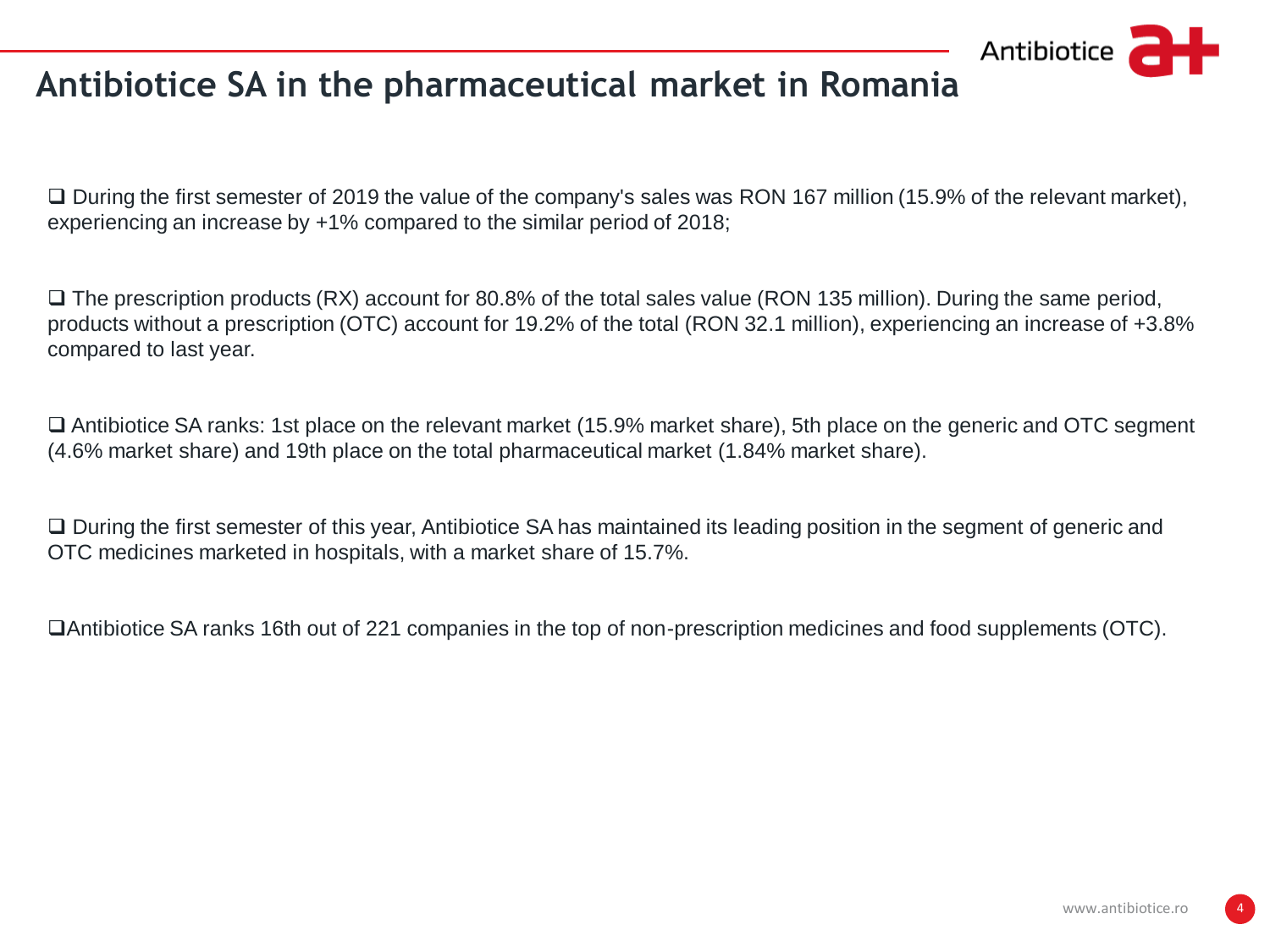# Antibiotice SA in the pharmaceutical market in Romania

- During the first semester of 2019 the value of the company's sales was RON 167 million (15.9% of the relevant market), experiencing an increase by +1% compared to the similar period of 2018;

- The prescription products (RX) account for 80.8% of the total sales value (RON 135 million). During the same period, products without a prescription (OTC) account for 19.2% of the total (RON 32.1 million), experiencing an increase of +3.8% compared to last year.

- Antibiotice SA ranks: 1st place on the relevant market (15.9% market share), 5th place on the generic and OTC segment (4.6% market share) and 19th place on the total pharmaceutical market (1.84% market share).

- During the first semester of this year, Antibiotice SA has maintained its leading position in the segment of generic and OTC medicines marketed in hospitals, with a market share of 15.7%.

- Antibiotice SA ranks 16th out of 221 companies in the top of non-prescription medicines and food supplements (OTC).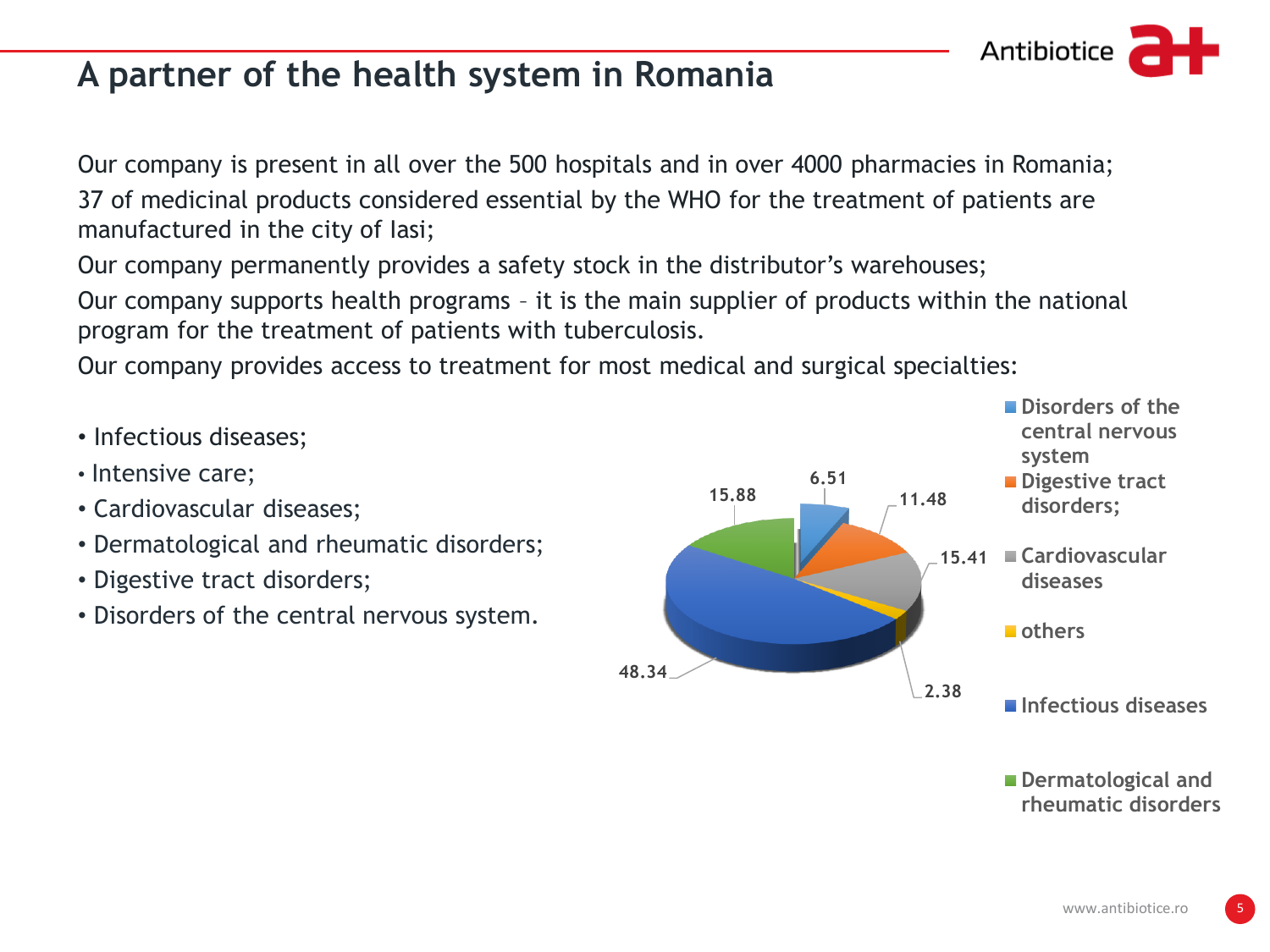# A partner of the health system in Romania

Our company is present in all over the 500 hospitals and in over 4000 pharmacies in Romania;

37 of medicinal products considered essential by the WHO for the treatment of patients are manufactured in the city of Iasi;

Our company permanently provides a safety stock in the distributor's warehouses;

Our company supports health programs – it is the main supplier of products within the national program for the treatment of patients with tuberculosis.

Our company provides access to treatment for most medical and surgical specialties:

- Infectious diseases;
- Intensive care;
- Cardiovascular diseases;
- Dermatological and rheumatic disorders;
- Digestive tract disorders;
- Disorders of the central nervous system.

| Category | Value |
|---|---|
| Disorders of the central nervous system | 6.51 |
| Digestive tract disorders; | 11.48 |
| Cardiovascular diseases | 15.41 |
| others | 2.38 |
| Infectious diseases | 48.34 |
| Dermatological and rheumatic disorders | 15.88 |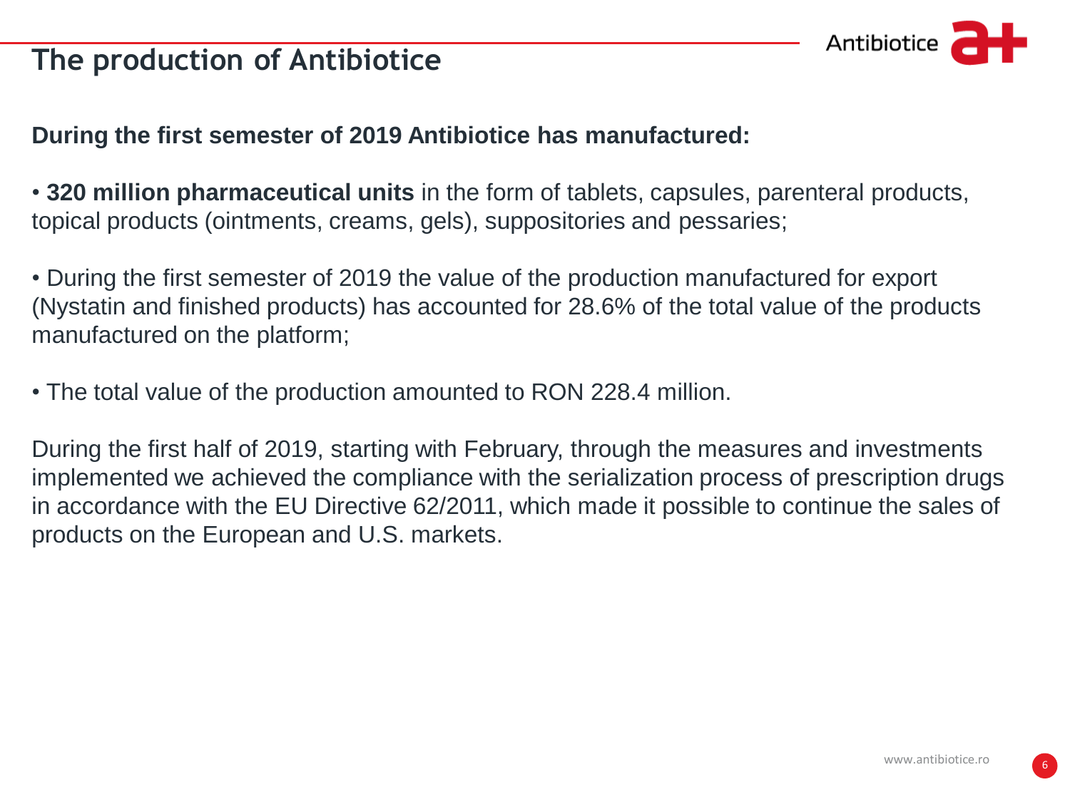# The production of Antibiotice

**During the first semester of 2019 Antibiotice has manufactured:**

- **320 million pharmaceutical units** in the form of tablets, capsules, parenteral products, topical products (ointments, creams, gels), suppositories and pessaries;

- During the first semester of 2019 the value of the production manufactured for export (Nystatin and finished products) has accounted for 28.6% of the total value of the products manufactured on the platform;

- The total value of the production amounted to RON 228.4 million.

During the first half of 2019, starting with February, through the measures and investments implemented we achieved the compliance with the serialization process of prescription drugs in accordance with the EU Directive 62/2011, which made it possible to continue the sales of products on the European and U.S. markets.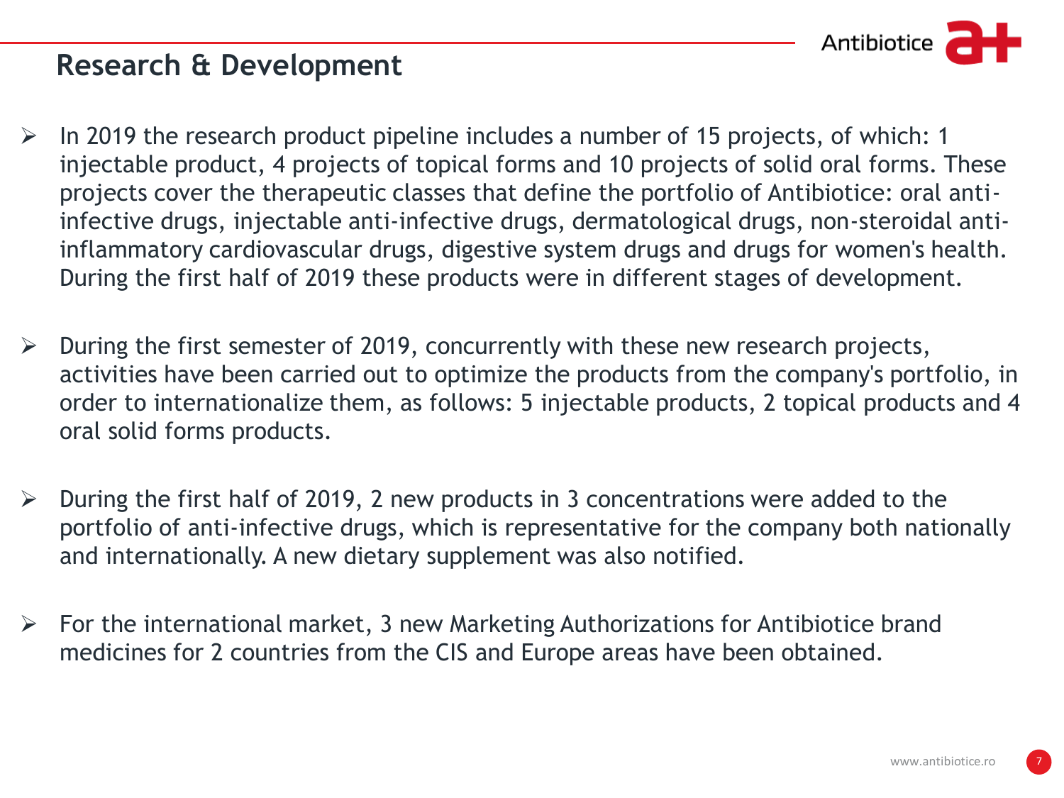## Research & Development

- In 2019 the research product pipeline includes a number of 15 projects, of which: 1 injectable product, 4 projects of topical forms and 10 projects of solid oral forms. These projects cover the therapeutic classes that define the portfolio of Antibiotice: oral anti-infective drugs, injectable anti-infective drugs, dermatological drugs, non-steroidal anti-inflammatory cardiovascular drugs, digestive system drugs and drugs for women's health. During the first half of 2019 these products were in different stages of development.

- During the first semester of 2019, concurrently with these new research projects, activities have been carried out to optimize the products from the company's portfolio, in order to internationalize them, as follows: 5 injectable products, 2 topical products and 4 oral solid forms products.

- During the first half of 2019, 2 new products in 3 concentrations were added to the portfolio of anti-infective drugs, which is representative for the company both nationally and internationally. A new dietary supplement was also notified.

- For the international market, 3 new Marketing Authorizations for Antibiotice brand medicines for 2 countries from the CIS and Europe areas have been obtained.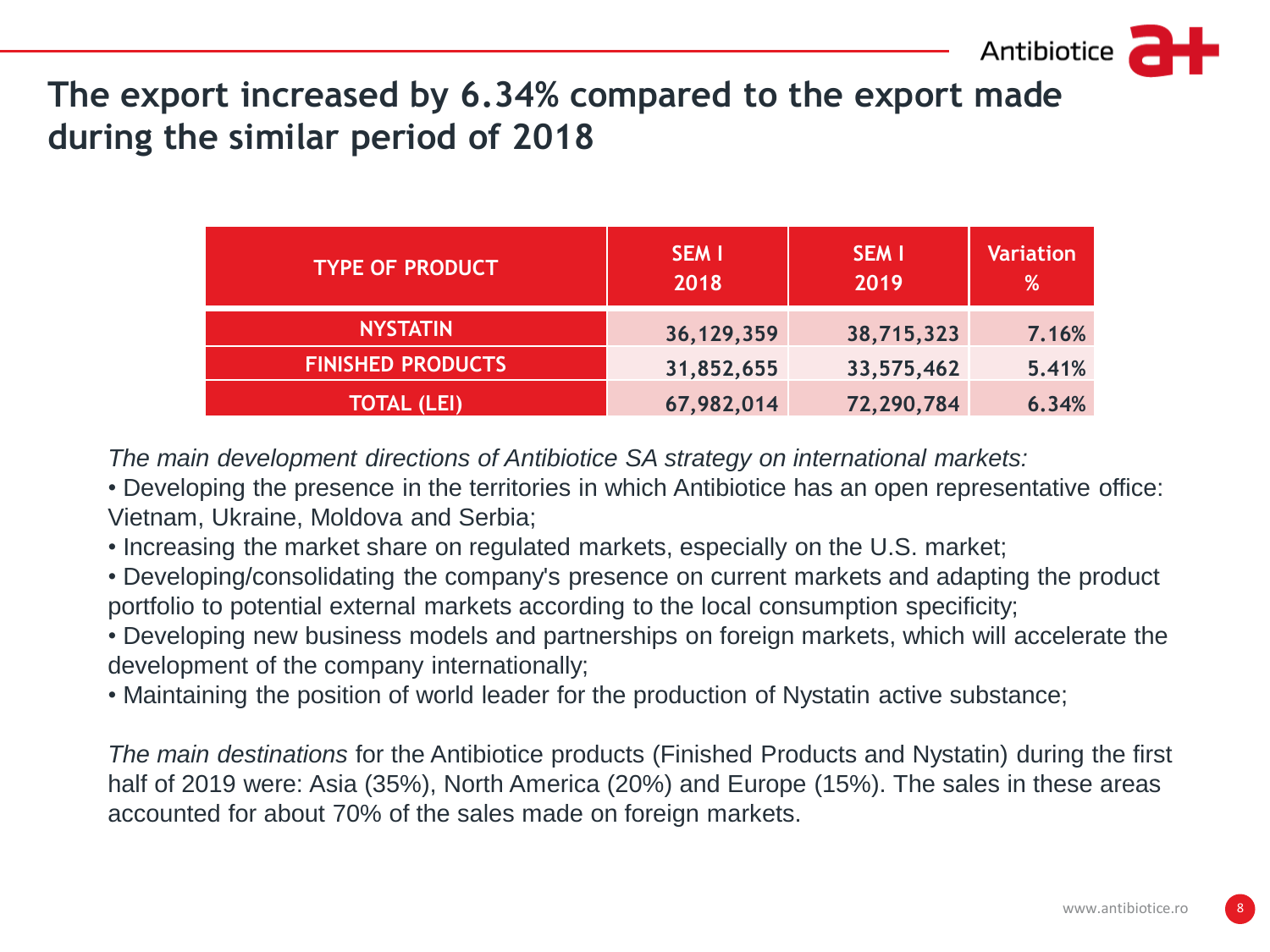# The export increased by 6.34% compared to the export made during the similar period of 2018

| TYPE OF PRODUCT | SEM I 2018 | SEM I 2019 | Variation % |
|---|---|---|---|
| NYSTATIN | 36,129,359 | 38,715,323 | 7.16% |
| FINISHED PRODUCTS | 31,852,655 | 33,575,462 | 5.41% |
| TOTAL (LEI) | 67,982,014 | 72,290,784 | 6.34% |

*The main development directions of Antibiotice SA strategy on international markets:*

- Developing the presence in the territories in which Antibiotice has an open representative office: Vietnam, Ukraine, Moldova and Serbia;
- Increasing the market share on regulated markets, especially on the U.S. market;
- Developing/consolidating the company's presence on current markets and adapting the product portfolio to potential external markets according to the local consumption specificity;
- Developing new business models and partnerships on foreign markets, which will accelerate the development of the company internationally;
- Maintaining the position of world leader for the production of Nystatin active substance;

*The main destinations* for the Antibiotice products (Finished Products and Nystatin) during the first half of 2019 were: Asia (35%), North America (20%) and Europe (15%). The sales in these areas accounted for about 70% of the sales made on foreign markets.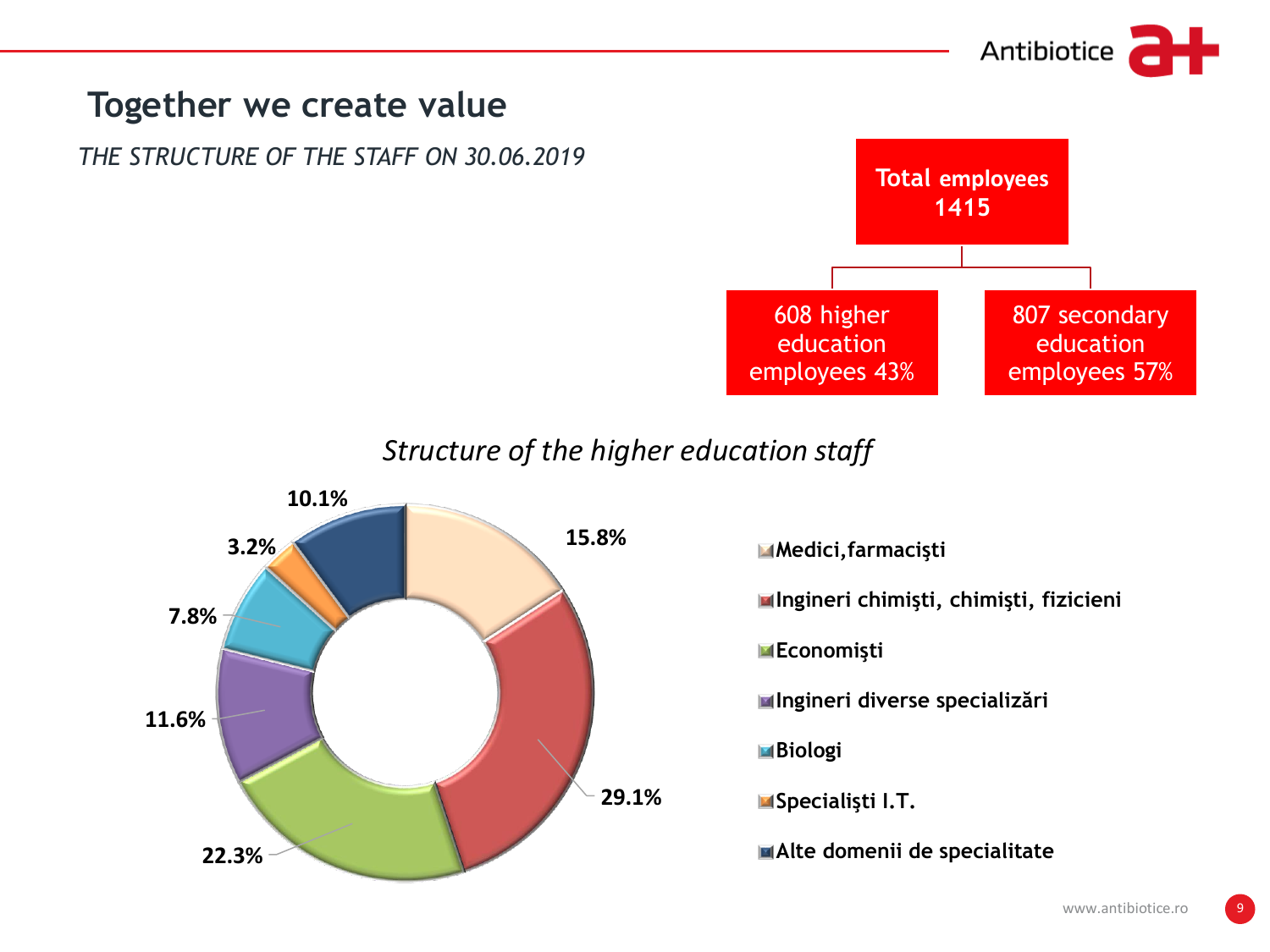# Together we create value

*THE STRUCTURE OF THE STAFF ON 30.06.2019*

**Total employees 1415**

- 608 higher education employees 43%
- 807 secondary education employees 57%

*Structure of the higher education staff*

| Category | Share |
| --- | --- |
| Medici, farmacişti | 15.8% |
| Ingineri chimişti, chimişti, fizicieni | 29.1% |
| Economişti | 22.3% |
| Ingineri diverse specializări | 11.6% |
| Biologi | 7.8% |
| Specialişti I.T. | 3.2% |
| Alte domenii de specialitate | 10.1% |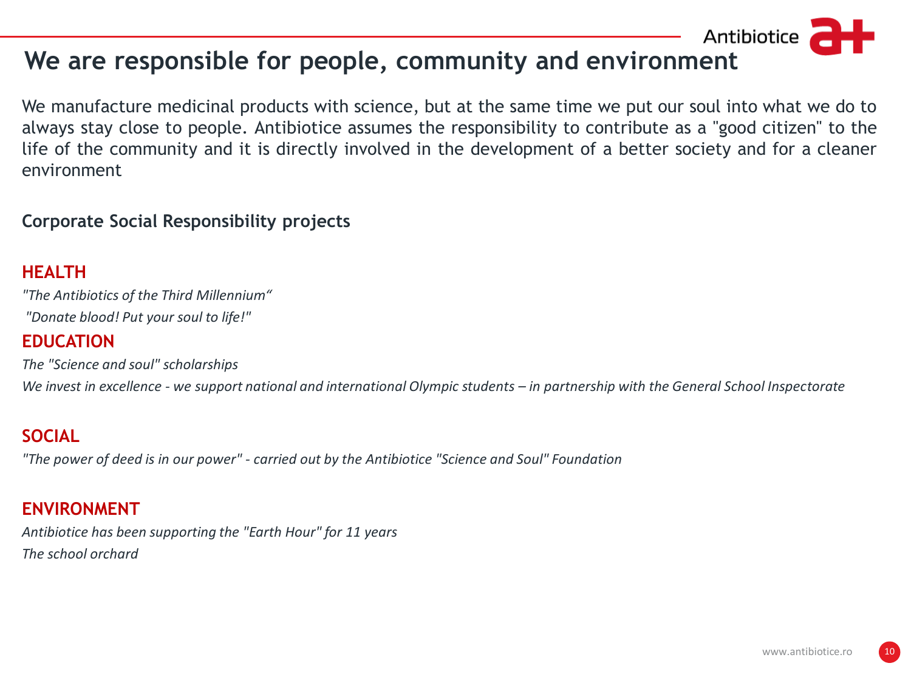# We are responsible for people, community and environment

We manufacture medicinal products with science, but at the same time we put our soul into what we do to always stay close to people. Antibiotice assumes the responsibility to contribute as a "good citizen" to the life of the community and it is directly involved in the development of a better society and for a cleaner environment

## Corporate Social Responsibility projects

### HEALTH

*"The Antibiotics of the Third Millennium“*

*"Donate blood! Put your soul to life!"*

### EDUCATION

*The "Science and soul" scholarships*

*We invest in excellence - we support national and international Olympic students – in partnership with the General School Inspectorate*

### SOCIAL

*"The power of deed is in our power" - carried out by the Antibiotice "Science and Soul" Foundation*

### ENVIRONMENT

*Antibiotice has been supporting the "Earth Hour" for 11 years*

*The school orchard*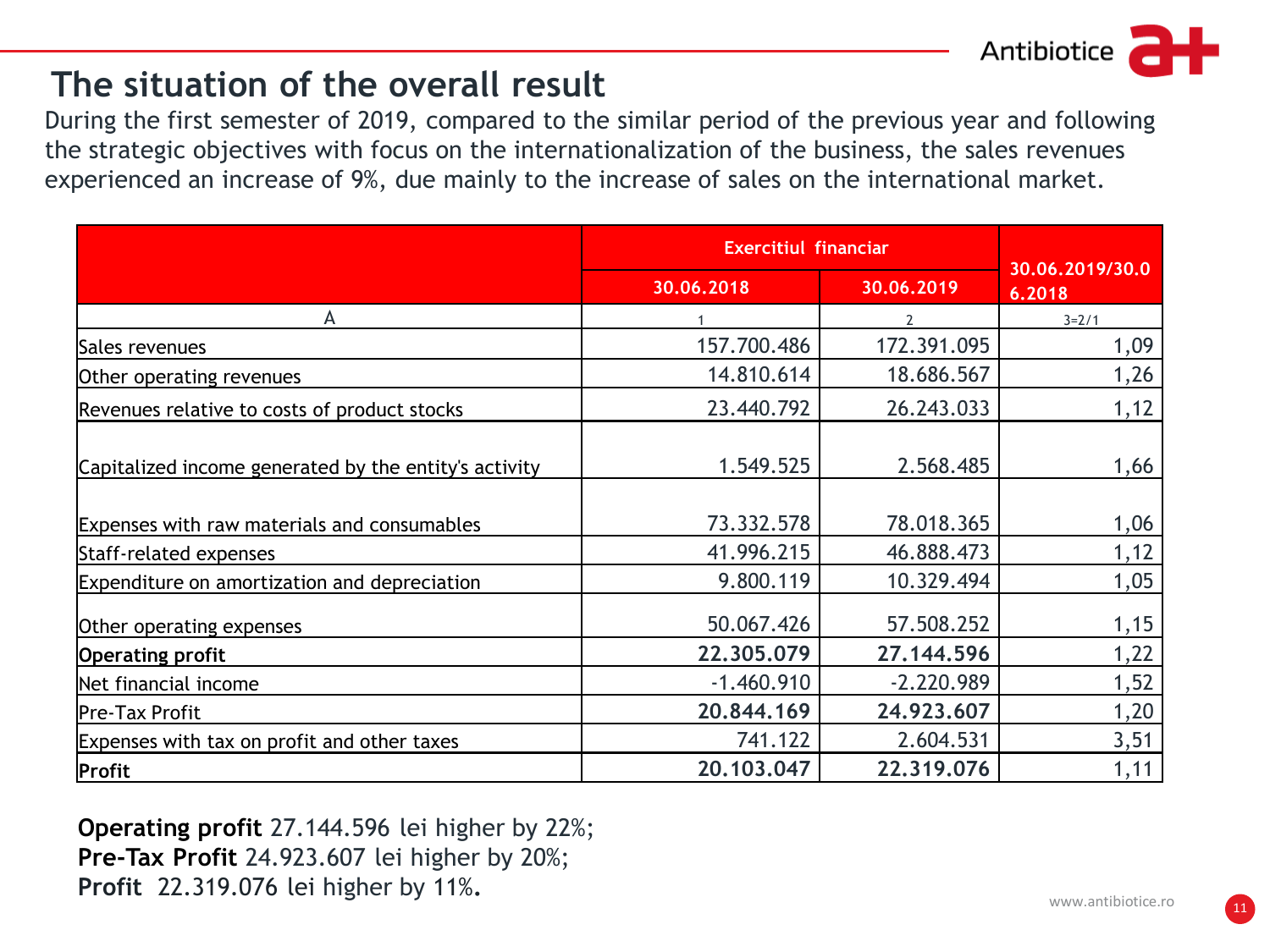# The situation of the overall result

During the first semester of 2019, compared to the similar period of the previous year and following the strategic objectives with focus on the internationalization of the business, the sales revenues experienced an increase of 9%, due mainly to the increase of sales on the international market.

| | Exercitiul financiar | | 30.06.2019/30.06.2018 |
|---|---|---|---|
| | 30.06.2018 | 30.06.2019 | |
| A | 1 | 2 | 3=2/1 |
| Sales revenues | 157.700.486 | 172.391.095 | 1,09 |
| Other operating revenues | 14.810.614 | 18.686.567 | 1,26 |
| Revenues relative to costs of product stocks | 23.440.792 | 26.243.033 | 1,12 |
| Capitalized income generated by the entity's activity | 1.549.525 | 2.568.485 | 1,66 |
| Expenses with raw materials and consumables | 73.332.578 | 78.018.365 | 1,06 |
| Staff-related expenses | 41.996.215 | 46.888.473 | 1,12 |
| Expenditure on amortization and depreciation | 9.800.119 | 10.329.494 | 1,05 |
| Other operating expenses | 50.067.426 | 57.508.252 | 1,15 |
| **Operating profit** | **22.305.079** | **27.144.596** | 1,22 |
| Net financial income | -1.460.910 | -2.220.989 | 1,52 |
| Pre-Tax Profit | **20.844.169** | **24.923.607** | 1,20 |
| Expenses with tax on profit and other taxes | 741.122 | 2.604.531 | 3,51 |
| **Profit** | **20.103.047** | **22.319.076** | 1,11 |

**Operating profit** 27.144.596 lei higher by 22%;
**Pre-Tax Profit** 24.923.607 lei higher by 20%;
**Profit** 22.319.076 lei higher by 11%**.**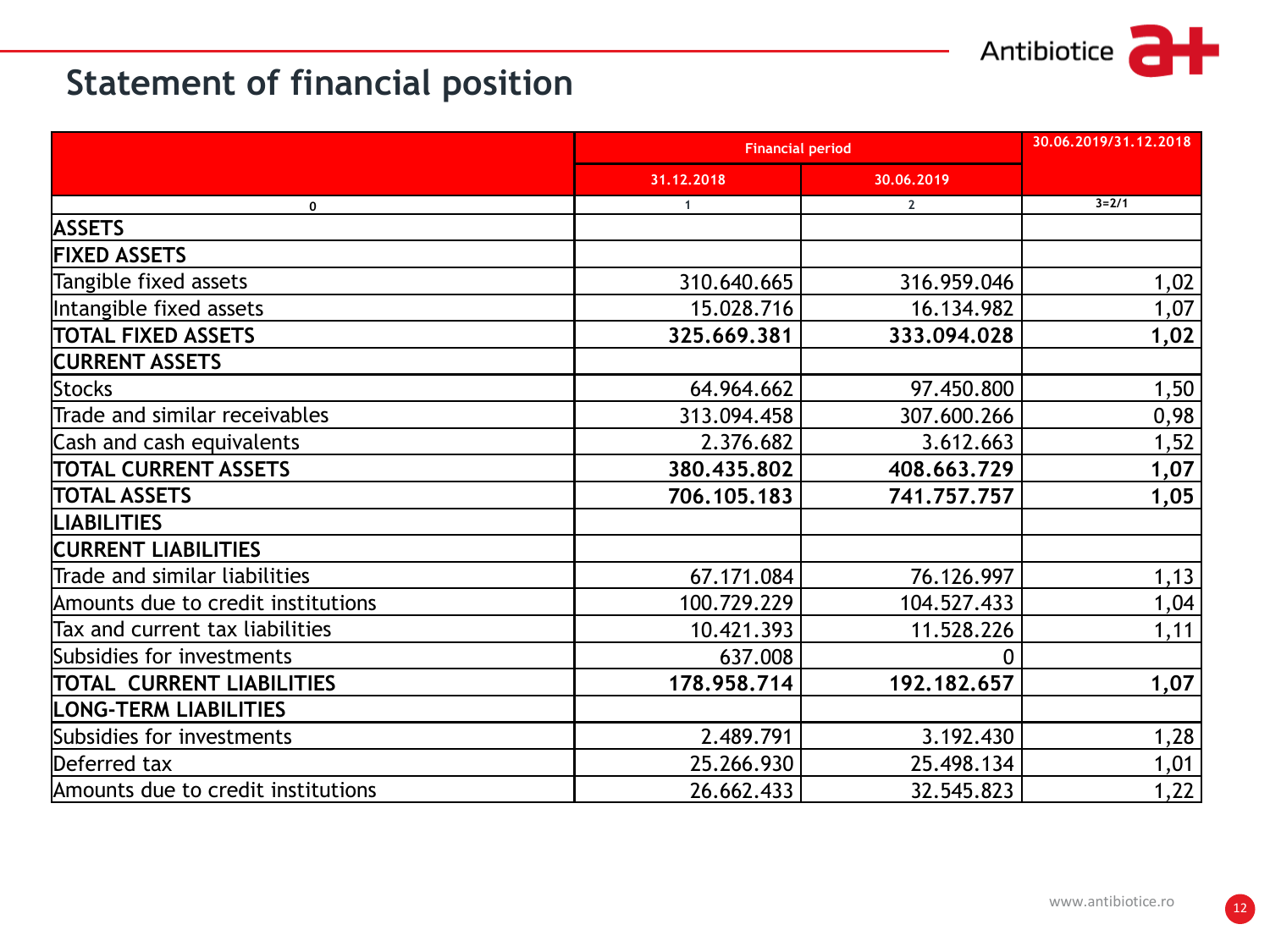# Statement of financial position

| | Financial period | | 30.06.2019/31.12.2018 |
|---|---|---|---|
| | 31.12.2018 | 30.06.2019 | |
| 0 | 1 | 2 | 3=2/1 |
| **ASSETS** | | | |
| **FIXED ASSETS** | | | |
| Tangible fixed assets | 310.640.665 | 316.959.046 | 1,02 |
| Intangible fixed assets | 15.028.716 | 16.134.982 | 1,07 |
| **TOTAL FIXED ASSETS** | **325.669.381** | **333.094.028** | **1,02** |
| **CURRENT ASSETS** | | | |
| Stocks | 64.964.662 | 97.450.800 | 1,50 |
| Trade and similar receivables | 313.094.458 | 307.600.266 | 0,98 |
| Cash and cash equivalents | 2.376.682 | 3.612.663 | 1,52 |
| **TOTAL CURRENT ASSETS** | **380.435.802** | **408.663.729** | **1,07** |
| **TOTAL ASSETS** | **706.105.183** | **741.757.757** | **1,05** |
| **LIABILITIES** | | | |
| **CURRENT LIABILITIES** | | | |
| Trade and similar liabilities | 67.171.084 | 76.126.997 | 1,13 |
| Amounts due to credit institutions | 100.729.229 | 104.527.433 | 1,04 |
| Tax and current tax liabilities | 10.421.393 | 11.528.226 | 1,11 |
| Subsidies for investments | 637.008 | 0 | |
| **TOTAL CURRENT LIABILITIES** | **178.958.714** | **192.182.657** | **1,07** |
| **LONG-TERM LIABILITIES** | | | |
| Subsidies for investments | 2.489.791 | 3.192.430 | 1,28 |
| Deferred tax | 25.266.930 | 25.498.134 | 1,01 |
| Amounts due to credit institutions | 26.662.433 | 32.545.823 | 1,22 |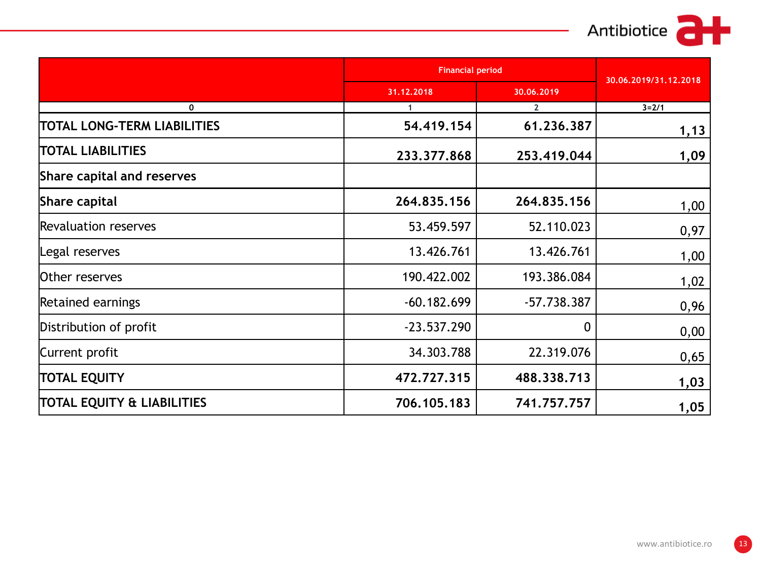| | Financial period | | 30.06.2019/31.12.2018 |
|---|---|---|---|
| | 31.12.2018 | 30.06.2019 | |
| 0 | 1 | 2 | 3=2/1 |
| **TOTAL LONG-TERM LIABILITIES** | **54.419.154** | **61.236.387** | **1,13** |
| **TOTAL LIABILITIES** | **233.377.868** | **253.419.044** | **1,09** |
| **Share capital and reserves** | | | |
| **Share capital** | **264.835.156** | **264.835.156** | 1,00 |
| Revaluation reserves | 53.459.597 | 52.110.023 | 0,97 |
| Legal reserves | 13.426.761 | 13.426.761 | 1,00 |
| Other reserves | 190.422.002 | 193.386.084 | 1,02 |
| Retained earnings | -60.182.699 | -57.738.387 | 0,96 |
| Distribution of profit | -23.537.290 | 0 | 0,00 |
| Current profit | 34.303.788 | 22.319.076 | 0,65 |
| **TOTAL EQUITY** | **472.727.315** | **488.338.713** | **1,03** |
| **TOTAL EQUITY & LIABILITIES** | **706.105.183** | **741.757.757** | **1,05** |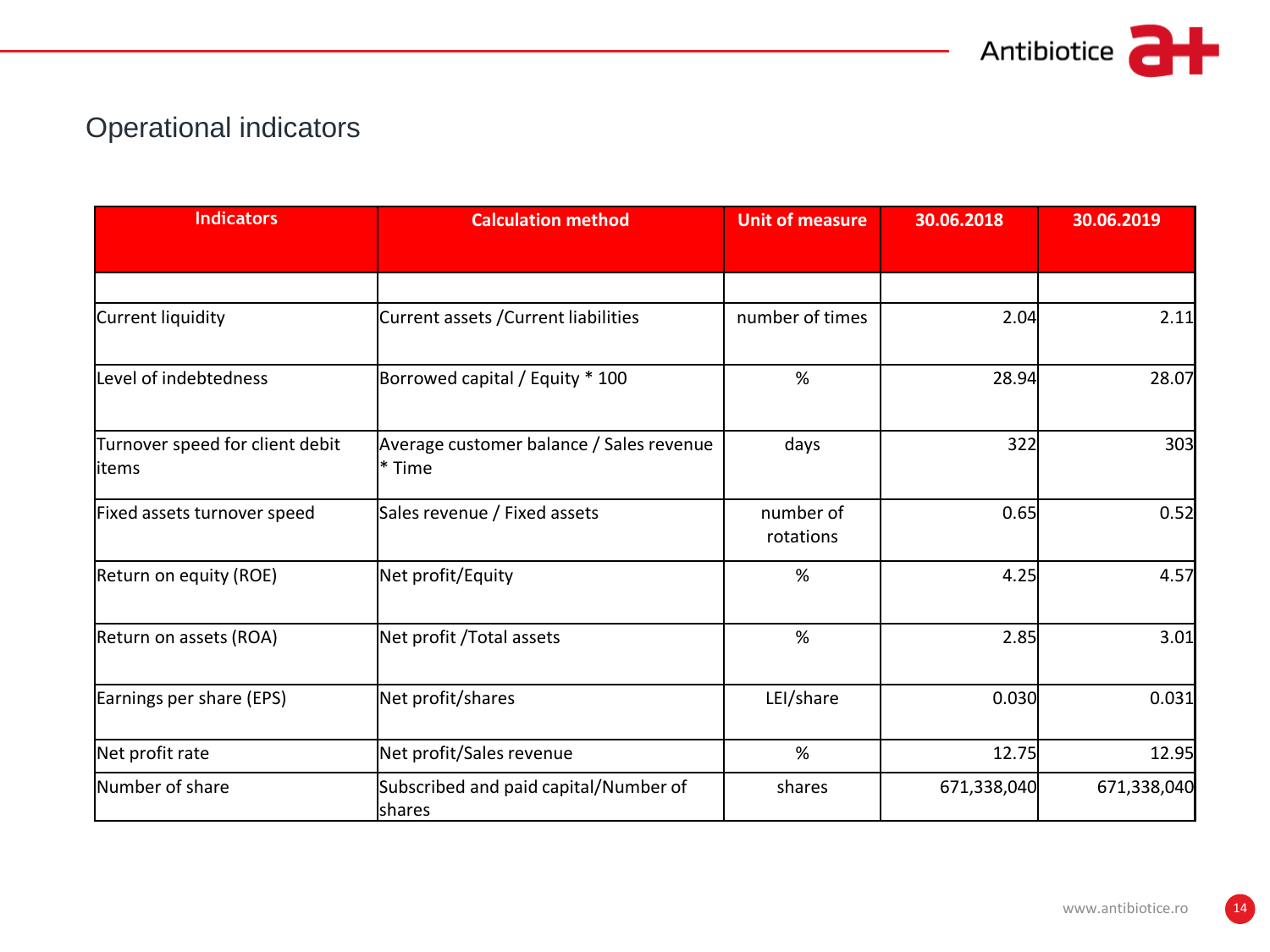# Operational indicators

| Indicators | Calculation method | Unit of measure | 30.06.2018 | 30.06.2019 |
|---|---|---|---|---|
| | | | | |
| Current liquidity | Current assets /Current liabilities | number of times | 2.04 | 2.11 |
| Level of indebtedness | Borrowed capital / Equity * 100 | % | 28.94 | 28.07 |
| Turnover speed for client debit items | Average customer balance / Sales revenue * Time | days | 322 | 303 |
| Fixed assets turnover speed | Sales revenue / Fixed assets | number of rotations | 0.65 | 0.52 |
| Return on equity (ROE) | Net profit/Equity | % | 4.25 | 4.57 |
| Return on assets (ROA) | Net profit /Total assets | % | 2.85 | 3.01 |
| Earnings per share (EPS) | Net profit/shares | LEI/share | 0.030 | 0.031 |
| Net profit rate | Net profit/Sales revenue | % | 12.75 | 12.95 |
| Number of share | Subscribed and paid capital/Number of shares | shares | 671,338,040 | 671,338,040 |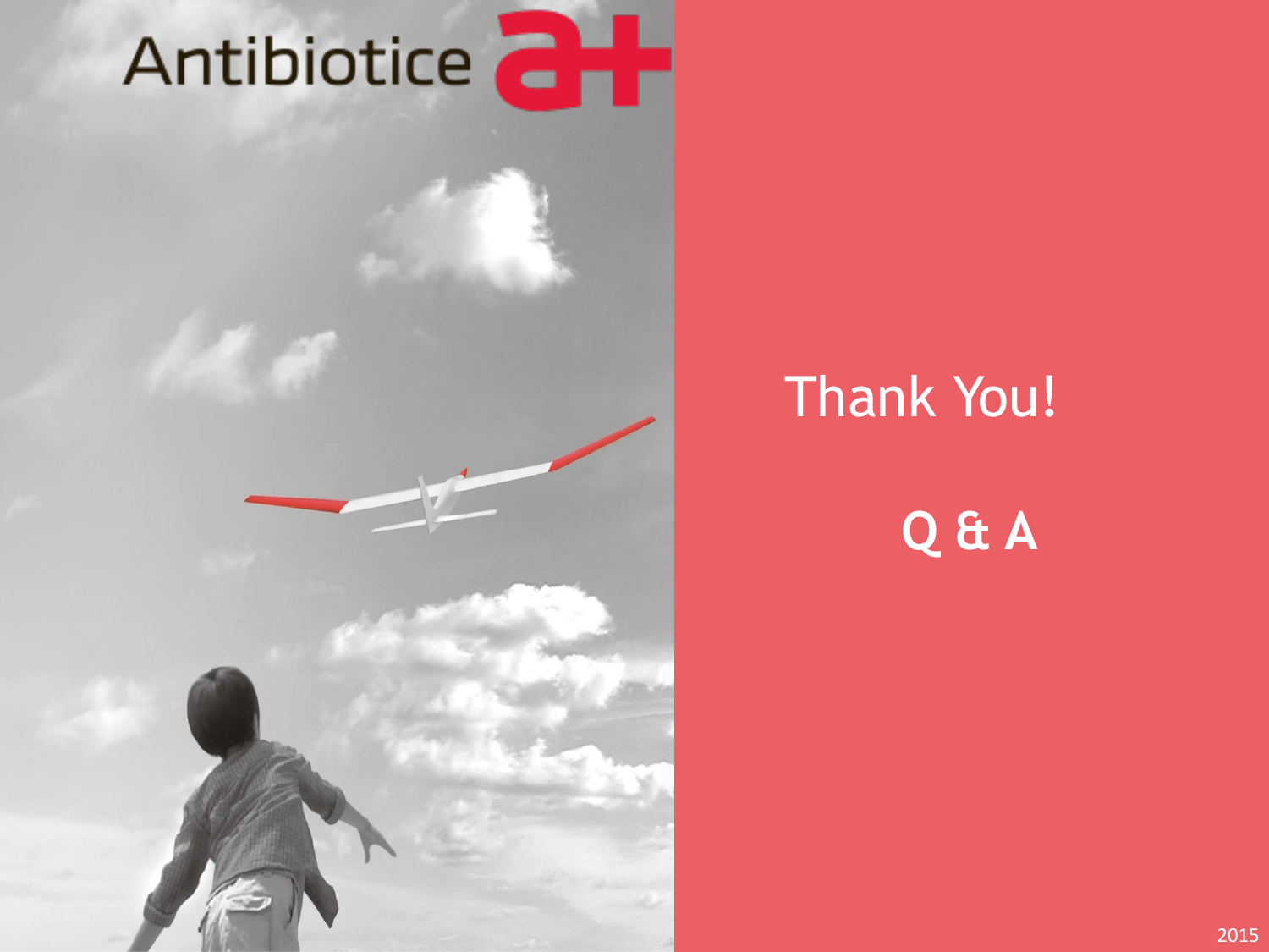Antibiotice

Thank You!

**Q & A**

2015